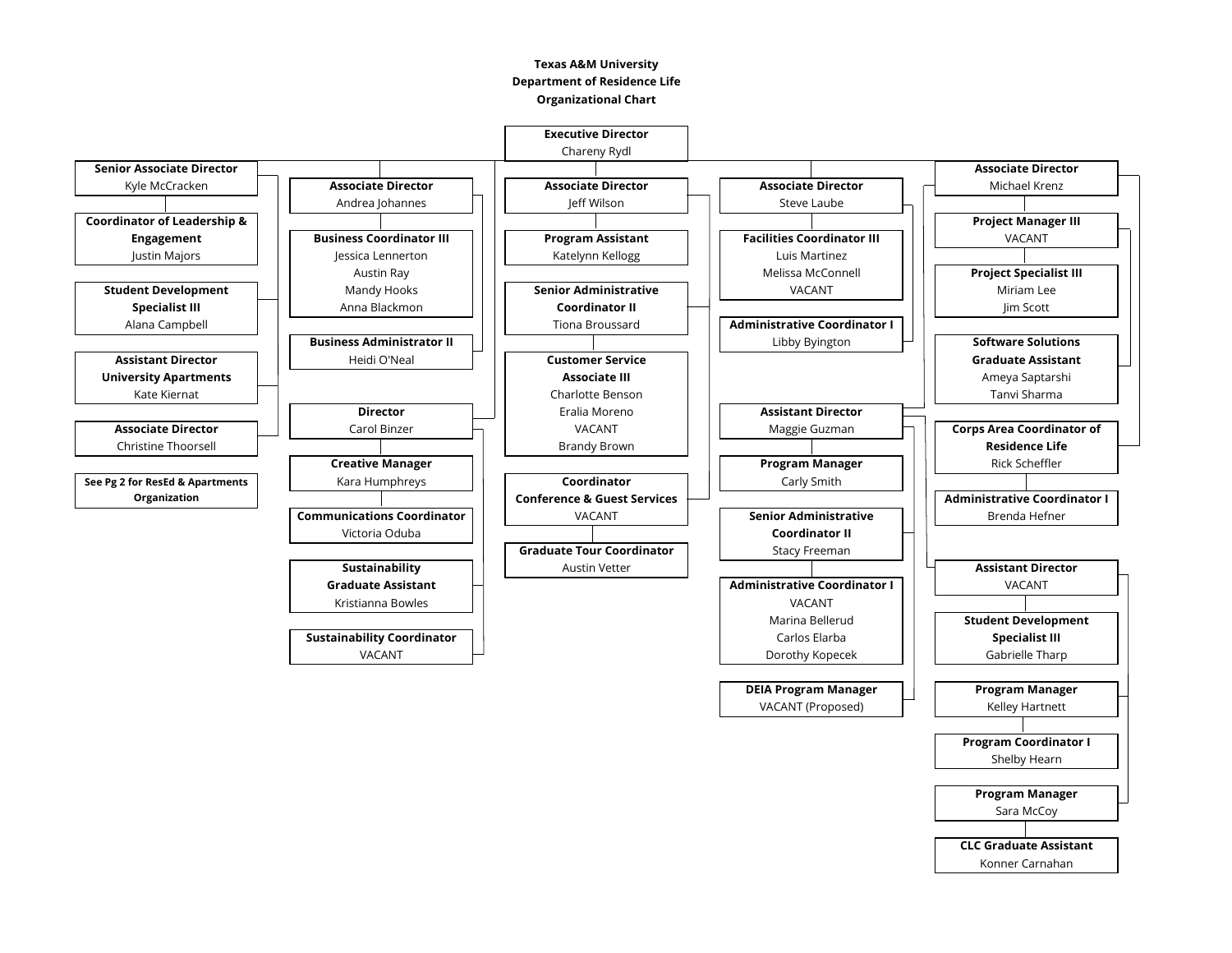**Texas A&M University**
**Department of Residence Life**
**Organizational Chart**

**Executive Director**
Chareny Rydl

- **Senior Associate Director** — Kyle McCracken
  - **Coordinator of Leadership & Engagement** — Justin Majors
  - **Student Development Specialist III** — Alana Campbell
  - **Assistant Director University Apartments** — Kate Kiernat
  - **Associate Director** — Christine Thoorsell
  - **See Pg 2 for ResEd & Apartments Organization**

- **Associate Director** — Andrea Johannes
  - **Business Coordinator III** — Jessica Lennerton, Austin Ray, Mandy Hooks, Anna Blackmon
  - **Business Administrator II** — Heidi O'Neal

- **Director** — Carol Binzer
  - **Creative Manager** — Kara Humphreys
    - **Communications Coordinator** — Victoria Oduba
  - **Sustainability Graduate Assistant** — Kristianna Bowles
  - **Sustainability Coordinator** — VACANT

- **Associate Director** — Jeff Wilson
  - **Program Assistant** — Katelynn Kellogg
  - **Senior Administrative Coordinator II** — Tiona Broussard
    - **Customer Service Associate III** — Charlotte Benson, Eralia Moreno, VACANT, Brandy Brown
  - **Coordinator Conference & Guest Services** — VACANT
    - **Graduate Tour Coordinator** — Austin Vetter

- **Associate Director** — Steve Laube
  - **Facilities Coordinator III** — Luis Martinez, Melissa McConnell, VACANT
  - **Administrative Coordinator I** — Libby Byington

- **Assistant Director** — Maggie Guzman
  - **Program Manager** — Carly Smith
  - **Senior Administrative Coordinator II** — Stacy Freeman
    - **Administrative Coordinator I** — VACANT, Marina Bellerud, Carlos Elarba, Dorothy Kopecek
  - **DEIA Program Manager** — VACANT (Proposed)
  - **Assistant Director** — VACANT
    - **Student Development Specialist III** — Gabrielle Tharp
    - **Program Manager** — Kelley Hartnett
      - **Program Coordinator I** — Shelby Hearn
    - **Program Manager** — Sara McCoy
      - **CLC Graduate Assistant** — Konner Carnahan

- **Associate Director** — Michael Krenz
  - **Project Manager III** — VACANT
    - **Project Specialist III** — Miriam Lee, Jim Scott
    - **Software Solutions Graduate Assistant** — Ameya Saptarshi, Tanvi Sharma
  - **Corps Area Coordinator of Residence Life** — Rick Scheffler
    - **Administrative Coordinator I** — Brenda Hefner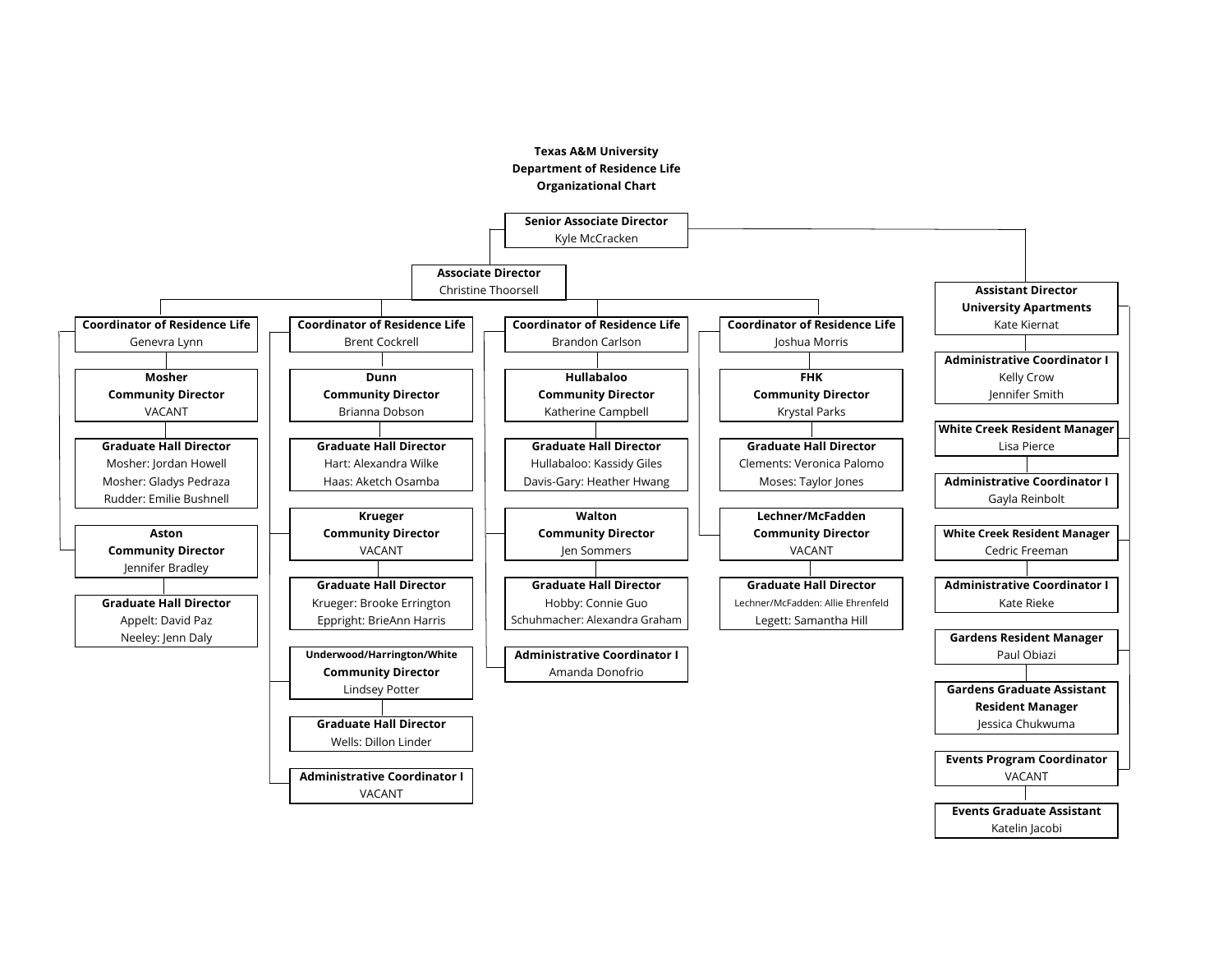**Texas A&M University**
**Department of Residence Life**
**Organizational Chart**

**Senior Associate Director**
Kyle McCracken

**Associate Director**
Christine Thoorsell

**Coordinator of Residence Life**
Genevra Lynn

**Mosher Community Director**
VACANT

**Graduate Hall Director**
Mosher: Jordan Howell
Mosher: Gladys Pedraza
Rudder: Emilie Bushnell

**Aston Community Director**
Jennifer Bradley

**Graduate Hall Director**
Appelt: David Paz
Neeley: Jenn Daly

**Coordinator of Residence Life**
Brent Cockrell

**Dunn Community Director**
Brianna Dobson

**Graduate Hall Director**
Hart: Alexandra Wilke
Haas: Aketch Osamba

**Krueger Community Director**
VACANT

**Graduate Hall Director**
Krueger: Brooke Errington
Eppright: BrieAnn Harris

**Underwood/Harrington/White Community Director**
Lindsey Potter

**Graduate Hall Director**
Wells: Dillon Linder

**Administrative Coordinator I**
VACANT

**Coordinator of Residence Life**
Brandon Carlson

**Hullabaloo Community Director**
Katherine Campbell

**Graduate Hall Director**
Hullabaloo: Kassidy Giles
Davis-Gary: Heather Hwang

**Walton Community Director**
Jen Sommers

**Graduate Hall Director**
Hobby: Connie Guo
Schuhmacher: Alexandra Graham

**Administrative Coordinator I**
Amanda Donofrio

**Coordinator of Residence Life**
Joshua Morris

**FHK Community Director**
Krystal Parks

**Graduate Hall Director**
Clements: Veronica Palomo
Moses: Taylor Jones

**Lechner/McFadden Community Director**
VACANT

**Graduate Hall Director**
Lechner/McFadden: Allie Ehrenfeld
Legett: Samantha Hill

**Assistant Director University Apartments**
Kate Kiernat

**Administrative Coordinator I**
Kelly Crow
Jennifer Smith

**White Creek Resident Manager**
Lisa Pierce

**Administrative Coordinator I**
Gayla Reinbolt

**White Creek Resident Manager**
Cedric Freeman

**Administrative Coordinator I**
Kate Rieke

**Gardens Resident Manager**
Paul Obiazi

**Gardens Graduate Assistant Resident Manager**
Jessica Chukwuma

**Events Program Coordinator**
VACANT

**Events Graduate Assistant**
Katelin Jacobi